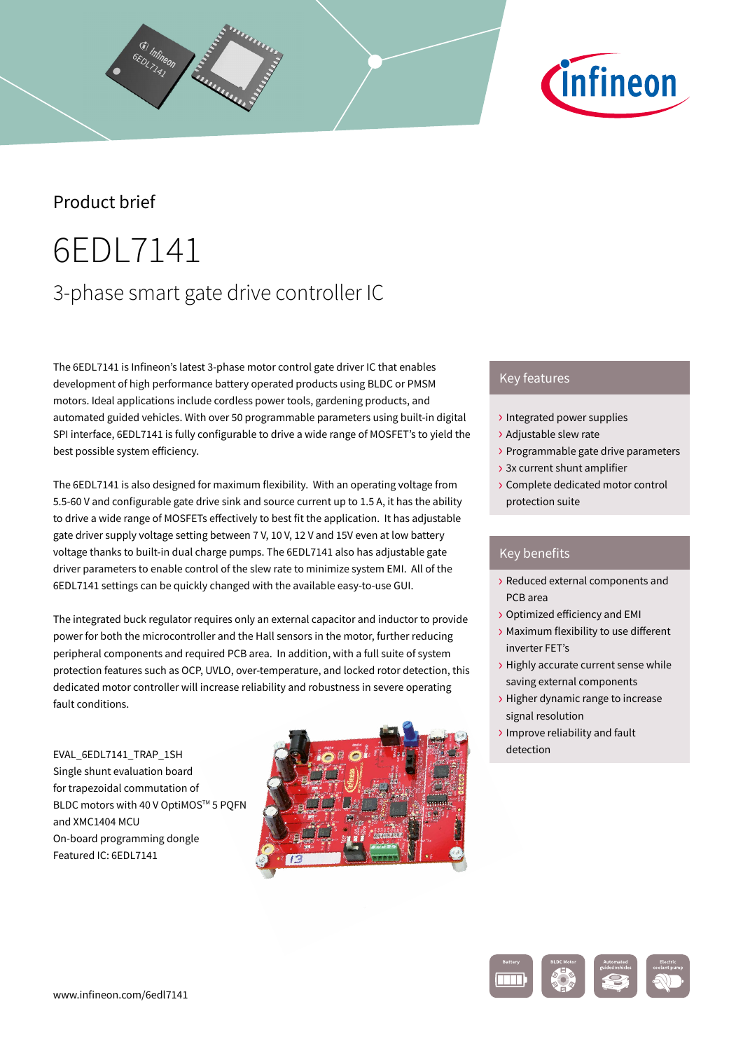Product brief

# 6EDL7141

## 3-phase smart gate drive controller IC

The 6EDL7141 is Infineon's latest 3-phase motor control gate driver IC that enables development of high performance battery operated products using BLDC or PMSM motors. Ideal applications include cordless power tools, gardening products, and automated guided vehicles. With over 50 programmable parameters using built-in digital SPI interface, 6EDL7141 is fully configurable to drive a wide range of MOSFET's to yield the best possible system efficiency.

The 6EDL7141 is also designed for maximum flexibility. With an operating voltage from 5.5-60 V and configurable gate drive sink and source current up to 1.5 A, it has the ability to drive a wide range of MOSFETs effectively to best fit the application. It has adjustable gate driver supply voltage setting between 7 V, 10 V, 12 V and 15V even at low battery voltage thanks to built-in dual charge pumps. The 6EDL7141 also has adjustable gate driver parameters to enable control of the slew rate to minimize system EMI. All of the 6EDL7141 settings can be quickly changed with the available easy-to-use GUI.

The integrated buck regulator requires only an external capacitor and inductor to provide power for both the microcontroller and the Hall sensors in the motor, further reducing peripheral components and required PCB area. In addition, with a full suite of system protection features such as OCP, UVLO, over-temperature, and locked rotor detection, this dedicated motor controller will increase reliability and robustness in severe operating fault conditions.

EVAL_6EDL7141_TRAP_1SH
Single shunt evaluation board for trapezoidal commutation of BLDC motors with 40 V OptiMOS™ 5 PQFN and XMC1404 MCU
On-board programming dongle
Featured IC: 6EDL7141

### Key features

- Integrated power supplies
- Adjustable slew rate
- Programmable gate drive parameters
- 3x current shunt amplifier
- Complete dedicated motor control protection suite

### Key benefits

- Reduced external components and PCB area
- Optimized efficiency and EMI
- Maximum flexibility to use different inverter FET's
- Highly accurate current sense while saving external components
- Higher dynamic range to increase signal resolution
- Improve reliability and fault detection

www.infineon.com/6edl7141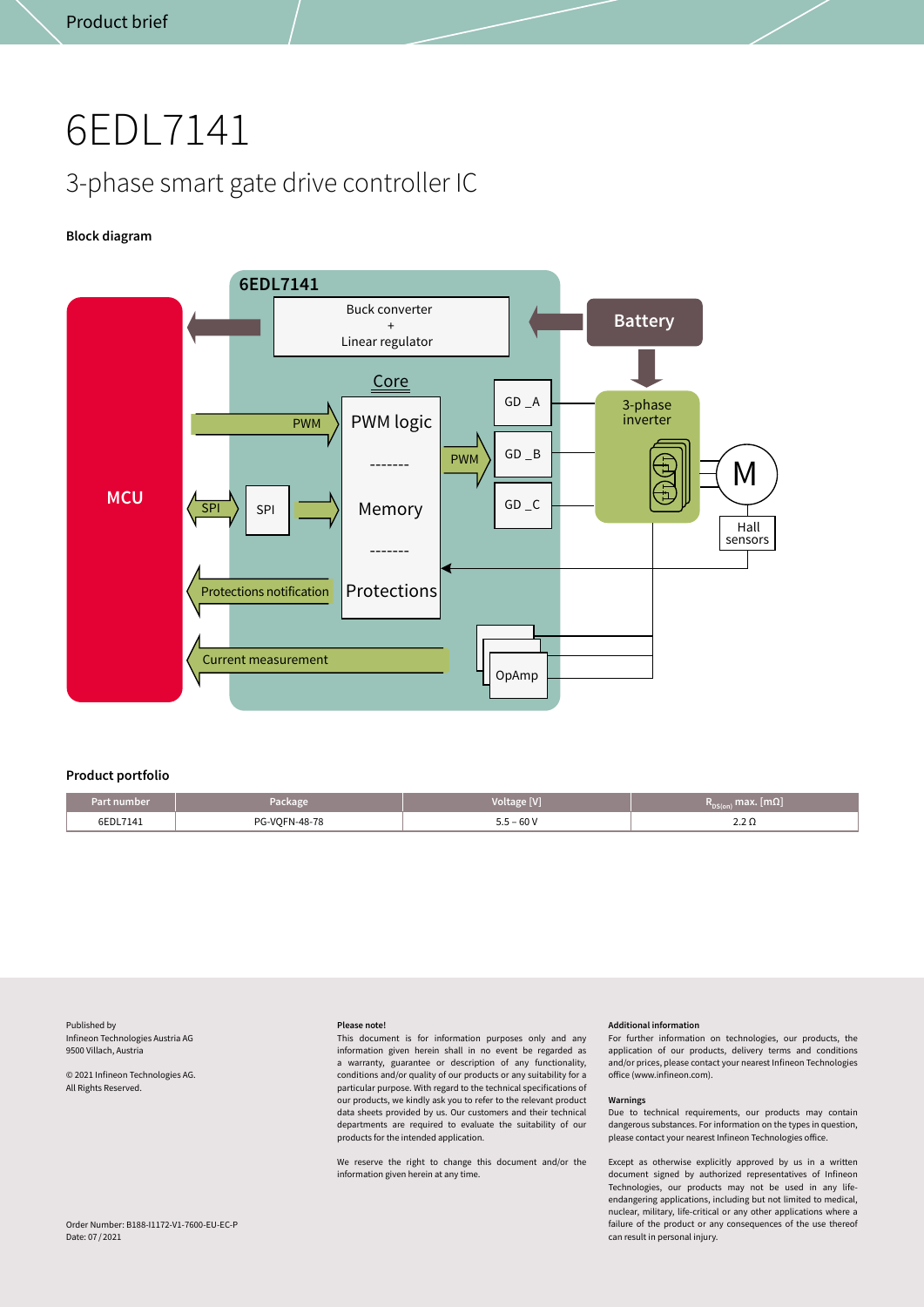Product brief

# 6EDL7141

## 3-phase smart gate drive controller IC

**Block diagram**

6EDL7141

Buck converter
+
Linear regulator

Battery

Core

PWM logic

-------

Memory

-------

Protections

GD _A

GD _B

GD _C

3-phase inverter

M

Hall sensors

MCU

PWM

PWM

SPI

SPI

Protections notification

Current measurement

OpAmp

**Product portfolio**

| Part number | Package | Voltage [V] | $R_{DS(on)}$ max. [mΩ] |
|---|---|---|---|
| 6EDL7141 | PG-VQFN-48-78 | 5.5 – 60 V | 2.2 Ω |

Published by
Infineon Technologies Austria AG
9500 Villach, Austria

© 2021 Infineon Technologies AG.
All Rights Reserved.

Order Number: B188-I1172-V1-7600-EU-EC-P
Date: 07 / 2021

**Please note!**
This document is for information purposes only and any information given herein shall in no event be regarded as a warranty, guarantee or description of any functionality, conditions and/or quality of our products or any suitability for a particular purpose. With regard to the technical specifications of our products, we kindly ask you to refer to the relevant product data sheets provided by us. Our customers and their technical departments are required to evaluate the suitability of our products for the intended application.

We reserve the right to change this document and/or the information given herein at any time.

**Additional information**
For further information on technologies, our products, the application of our products, delivery terms and conditions and/or prices, please contact your nearest Infineon Technologies office (www.infineon.com).

**Warnings**
Due to technical requirements, our products may contain dangerous substances. For information on the types in question, please contact your nearest Infineon Technologies office.

Except as otherwise explicitly approved by us in a written document signed by authorized representatives of Infineon Technologies, our products may not be used in any life-endangering applications, including but not limited to medical, nuclear, military, life-critical or any other applications where a failure of the product or any consequences of the use thereof can result in personal injury.